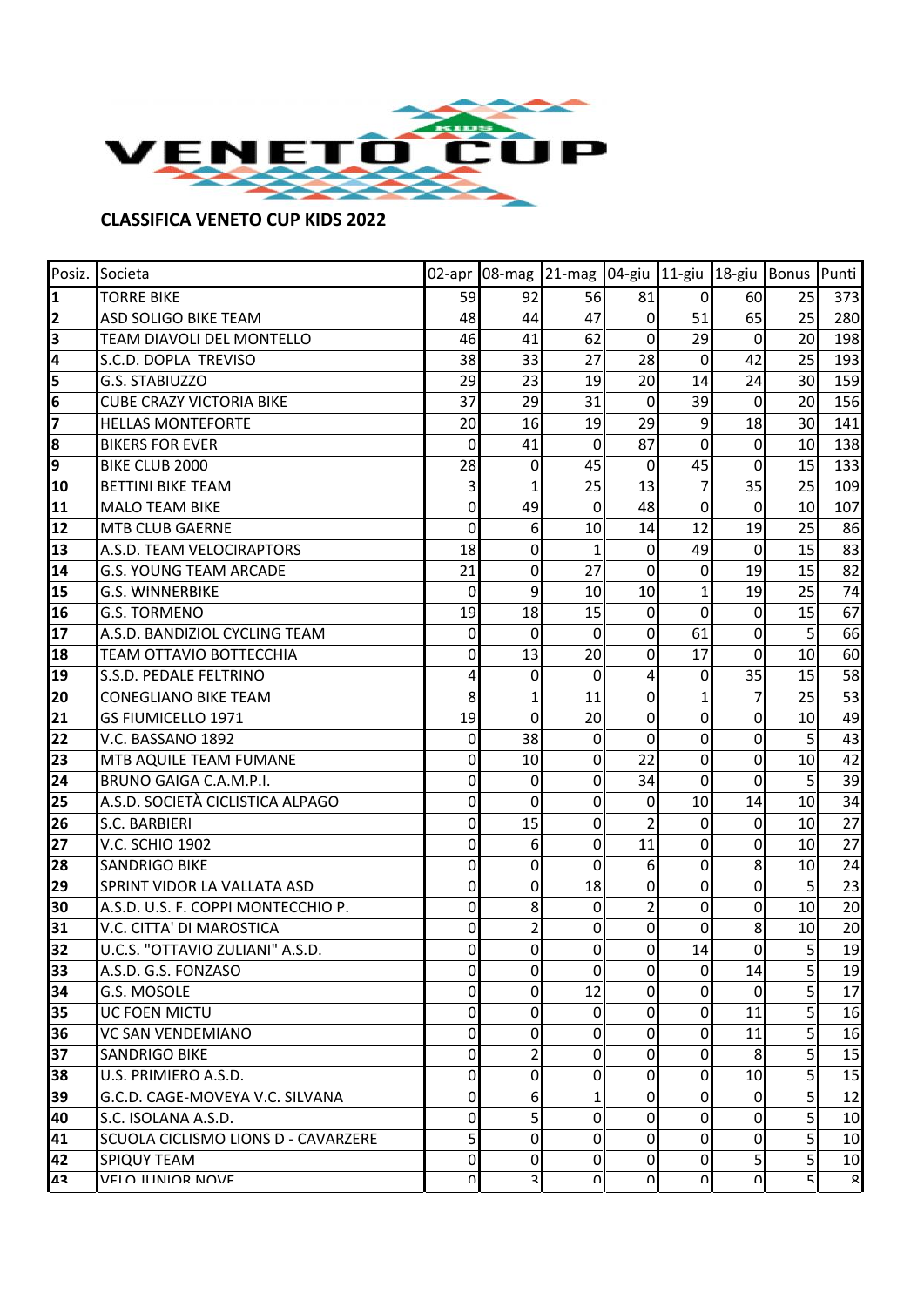VENETO CUP KIDS

**CLASSIFICA VENETO CUP KIDS 2022**

| Posiz. | Societa | 02-apr | 08-mag | 21-mag | 04-giu | 11-giu | 18-giu | Bonus | Punti |
|---|---|---|---|---|---|---|---|---|---|
| 1 | TORRE BIKE | 59 | 92 | 56 | 81 | 0 | 60 | 25 | 373 |
| 2 | ASD SOLIGO BIKE TEAM | 48 | 44 | 47 | 0 | 51 | 65 | 25 | 280 |
| 3 | TEAM DIAVOLI DEL MONTELLO | 46 | 41 | 62 | 0 | 29 | 0 | 20 | 198 |
| 4 | S.C.D. DOPLA TREVISO | 38 | 33 | 27 | 28 | 0 | 42 | 25 | 193 |
| 5 | G.S. STABIUZZO | 29 | 23 | 19 | 20 | 14 | 24 | 30 | 159 |
| 6 | CUBE CRAZY VICTORIA BIKE | 37 | 29 | 31 | 0 | 39 | 0 | 20 | 156 |
| 7 | HELLAS MONTEFORTE | 20 | 16 | 19 | 29 | 9 | 18 | 30 | 141 |
| 8 | BIKERS FOR EVER | 0 | 41 | 0 | 87 | 0 | 0 | 10 | 138 |
| 9 | BIKE CLUB 2000 | 28 | 0 | 45 | 0 | 45 | 0 | 15 | 133 |
| 10 | BETTINI BIKE TEAM | 3 | 1 | 25 | 13 | 7 | 35 | 25 | 109 |
| 11 | MALO TEAM BIKE | 0 | 49 | 0 | 48 | 0 | 0 | 10 | 107 |
| 12 | MTB CLUB GAERNE | 0 | 6 | 10 | 14 | 12 | 19 | 25 | 86 |
| 13 | A.S.D. TEAM VELOCIRAPTORS | 18 | 0 | 1 | 0 | 49 | 0 | 15 | 83 |
| 14 | G.S. YOUNG TEAM ARCADE | 21 | 0 | 27 | 0 | 0 | 19 | 15 | 82 |
| 15 | G.S. WINNERBIKE | 0 | 9 | 10 | 10 | 1 | 19 | 25 | 74 |
| 16 | G.S. TORMENO | 19 | 18 | 15 | 0 | 0 | 0 | 15 | 67 |
| 17 | A.S.D. BANDIZIOL CYCLING TEAM | 0 | 0 | 0 | 0 | 61 | 0 | 5 | 66 |
| 18 | TEAM OTTAVIO BOTTECCHIA | 0 | 13 | 20 | 0 | 17 | 0 | 10 | 60 |
| 19 | S.S.D. PEDALE FELTRINO | 4 | 0 | 0 | 4 | 0 | 35 | 15 | 58 |
| 20 | CONEGLIANO BIKE TEAM | 8 | 1 | 11 | 0 | 1 | 7 | 25 | 53 |
| 21 | GS FIUMICELLO 1971 | 19 | 0 | 20 | 0 | 0 | 0 | 10 | 49 |
| 22 | V.C. BASSANO 1892 | 0 | 38 | 0 | 0 | 0 | 0 | 5 | 43 |
| 23 | MTB AQUILE TEAM FUMANE | 0 | 10 | 0 | 22 | 0 | 0 | 10 | 42 |
| 24 | BRUNO GAIGA C.A.M.P.I. | 0 | 0 | 0 | 34 | 0 | 0 | 5 | 39 |
| 25 | A.S.D. SOCIETÀ CICLISTICA ALPAGO | 0 | 0 | 0 | 0 | 10 | 14 | 10 | 34 |
| 26 | S.C. BARBIERI | 0 | 15 | 0 | 2 | 0 | 0 | 10 | 27 |
| 27 | V.C. SCHIO 1902 | 0 | 6 | 0 | 11 | 0 | 0 | 10 | 27 |
| 28 | SANDRIGO BIKE | 0 | 0 | 0 | 6 | 0 | 8 | 10 | 24 |
| 29 | SPRINT VIDOR LA VALLATA ASD | 0 | 0 | 18 | 0 | 0 | 0 | 5 | 23 |
| 30 | A.S.D. U.S. F. COPPI MONTECCHIO P. | 0 | 8 | 0 | 2 | 0 | 0 | 10 | 20 |
| 31 | V.C. CITTA' DI MAROSTICA | 0 | 2 | 0 | 0 | 0 | 8 | 10 | 20 |
| 32 | U.C.S. "OTTAVIO ZULIANI" A.S.D. | 0 | 0 | 0 | 0 | 14 | 0 | 5 | 19 |
| 33 | A.S.D. G.S. FONZASO | 0 | 0 | 0 | 0 | 0 | 14 | 5 | 19 |
| 34 | G.S. MOSOLE | 0 | 0 | 12 | 0 | 0 | 0 | 5 | 17 |
| 35 | UC FOEN MICTU | 0 | 0 | 0 | 0 | 0 | 11 | 5 | 16 |
| 36 | VC SAN VENDEMIANO | 0 | 0 | 0 | 0 | 0 | 11 | 5 | 16 |
| 37 | SANDRIGO BIKE | 0 | 2 | 0 | 0 | 0 | 8 | 5 | 15 |
| 38 | U.S. PRIMIERO A.S.D. | 0 | 0 | 0 | 0 | 0 | 10 | 5 | 15 |
| 39 | G.C.D. CAGE-MOVEYA V.C. SILVANA | 0 | 6 | 1 | 0 | 0 | 0 | 5 | 12 |
| 40 | S.C. ISOLANA A.S.D. | 0 | 5 | 0 | 0 | 0 | 0 | 5 | 10 |
| 41 | SCUOLA CICLISMO LIONS D - CAVARZERE | 5 | 0 | 0 | 0 | 0 | 0 | 5 | 10 |
| 42 | SPIQUY TEAM | 0 | 0 | 0 | 0 | 0 | 5 | 5 | 10 |
| 43 | VELO JUNIOR NOVE | 0 | 3 | 0 | 0 | 0 | 0 | 5 | 8 |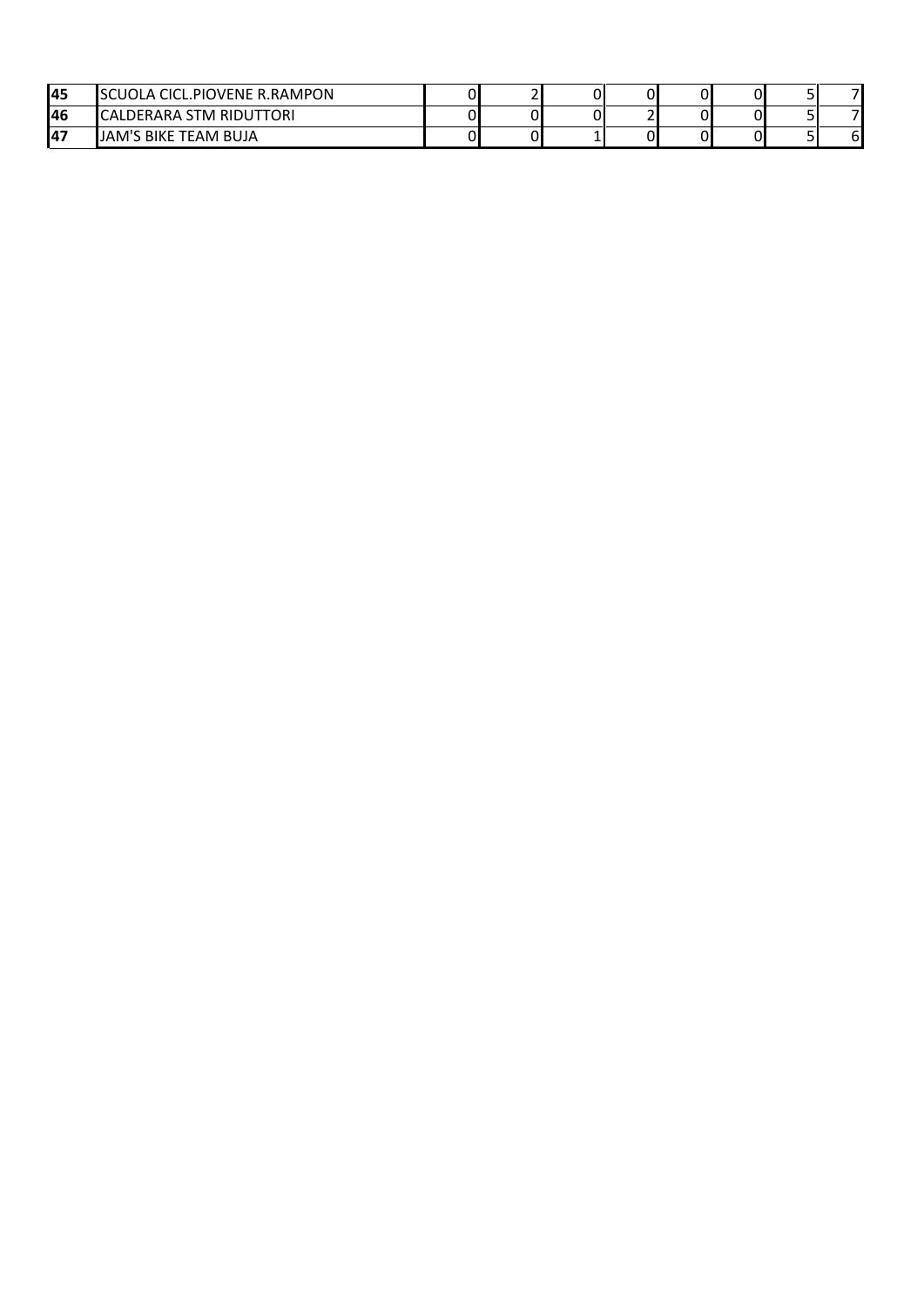| | | | | | | | | | |
|---|---|---|---|---|---|---|---|---|---|
| **45** | SCUOLA CICL.PIOVENE R.RAMPON | 0 | 2 | 0 | 0 | 0 | 0 | 5 | 7 |
| **46** | CALDERARA STM RIDUTTORI | 0 | 0 | 0 | 2 | 0 | 0 | 5 | 7 |
| **47** | JAM'S BIKE TEAM BUJA | 0 | 0 | 1 | 0 | 0 | 0 | 5 | 6 |